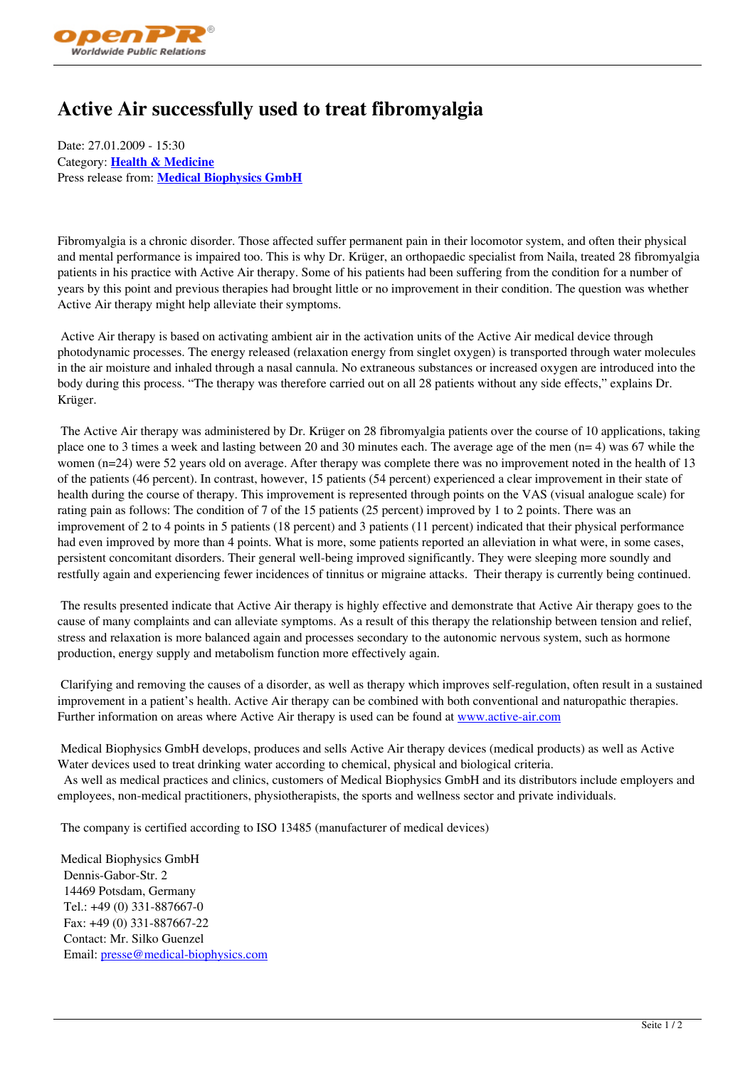# Active Air successfully used to treat fibromyalgia

Date: 27.01.2009 - 15:30
Category: **Health & Medicine**
Press release from: **Medical Biophysics GmbH**

Fibromyalgia is a chronic disorder. Those affected suffer permanent pain in their locomotor system, and often their physical and mental performance is impaired too. This is why Dr. Krüger, an orthopaedic specialist from Naila, treated 28 fibromyalgia patients in his practice with Active Air therapy. Some of his patients had been suffering from the condition for a number of years by this point and previous therapies had brought little or no improvement in their condition. The question was whether Active Air therapy might help alleviate their symptoms.

Active Air therapy is based on activating ambient air in the activation units of the Active Air medical device through photodynamic processes. The energy released (relaxation energy from singlet oxygen) is transported through water molecules in the air moisture and inhaled through a nasal cannula. No extraneous substances or increased oxygen are introduced into the body during this process. "The therapy was therefore carried out on all 28 patients without any side effects," explains Dr. Krüger.

The Active Air therapy was administered by Dr. Krüger on 28 fibromyalgia patients over the course of 10 applications, taking place one to 3 times a week and lasting between 20 and 30 minutes each. The average age of the men (n= 4) was 67 while the women (n=24) were 52 years old on average. After therapy was complete there was no improvement noted in the health of 13 of the patients (46 percent). In contrast, however, 15 patients (54 percent) experienced a clear improvement in their state of health during the course of therapy. This improvement is represented through points on the VAS (visual analogue scale) for rating pain as follows: The condition of 7 of the 15 patients (25 percent) improved by 1 to 2 points. There was an improvement of 2 to 4 points in 5 patients (18 percent) and 3 patients (11 percent) indicated that their physical performance had even improved by more than 4 points. What is more, some patients reported an alleviation in what were, in some cases, persistent concomitant disorders. Their general well-being improved significantly. They were sleeping more soundly and restfully again and experiencing fewer incidences of tinnitus or migraine attacks. Their therapy is currently being continued.

The results presented indicate that Active Air therapy is highly effective and demonstrate that Active Air therapy goes to the cause of many complaints and can alleviate symptoms. As a result of this therapy the relationship between tension and relief, stress and relaxation is more balanced again and processes secondary to the autonomic nervous system, such as hormone production, energy supply and metabolism function more effectively again.

Clarifying and removing the causes of a disorder, as well as therapy which improves self-regulation, often result in a sustained improvement in a patient's health. Active Air therapy can be combined with both conventional and naturopathic therapies. Further information on areas where Active Air therapy is used can be found at www.active-air.com

Medical Biophysics GmbH develops, produces and sells Active Air therapy devices (medical products) as well as Active Water devices used to treat drinking water according to chemical, physical and biological criteria.
As well as medical practices and clinics, customers of Medical Biophysics GmbH and its distributors include employers and employees, non-medical practitioners, physiotherapists, the sports and wellness sector and private individuals.

The company is certified according to ISO 13485 (manufacturer of medical devices)

Medical Biophysics GmbH
Dennis-Gabor-Str. 2
14469 Potsdam, Germany
Tel.: +49 (0) 331-887667-0
Fax: +49 (0) 331-887667-22
Contact: Mr. Silko Guenzel
Email: presse@medical-biophysics.com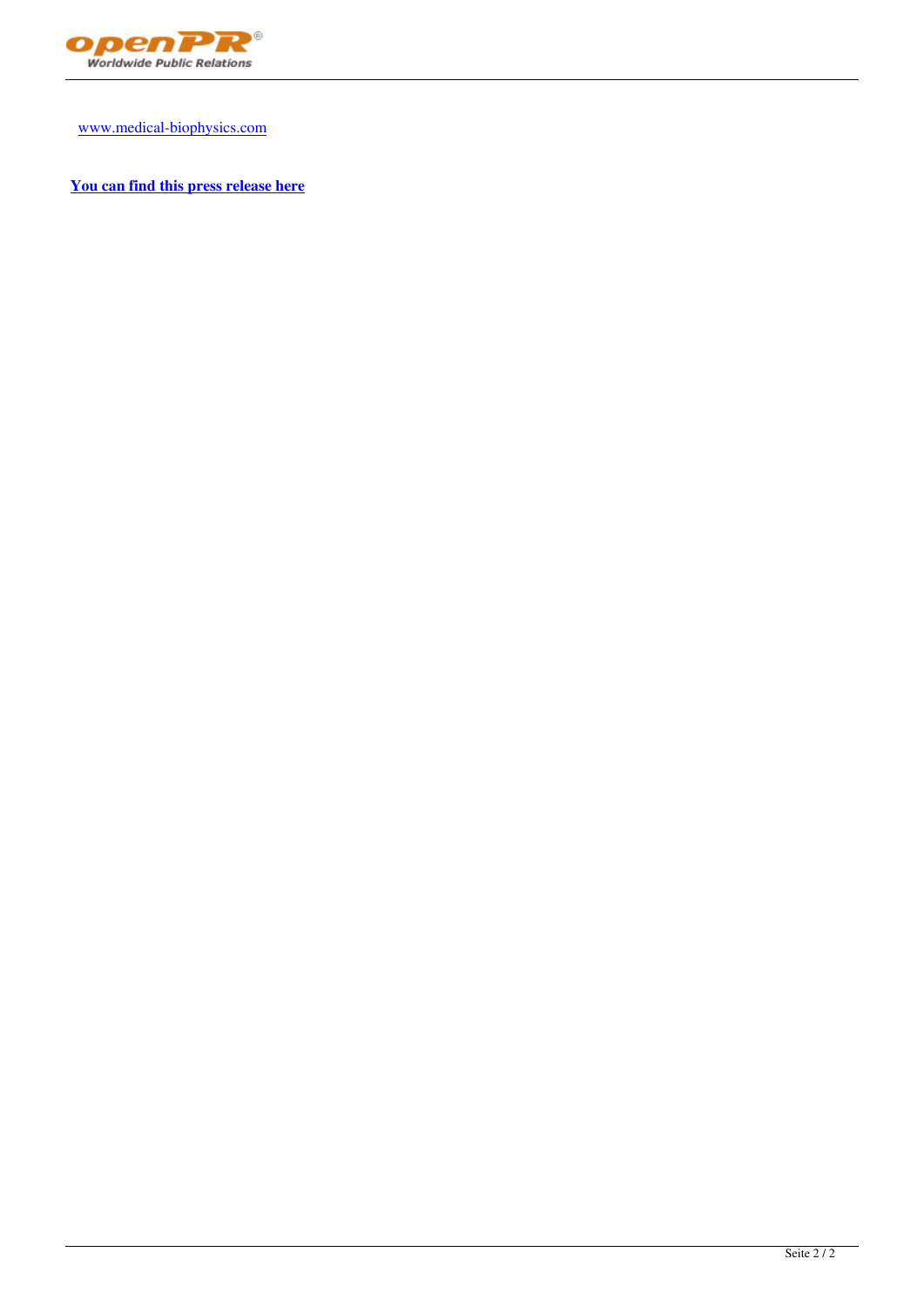www.medical-biophysics.com

**You can find this press release here**